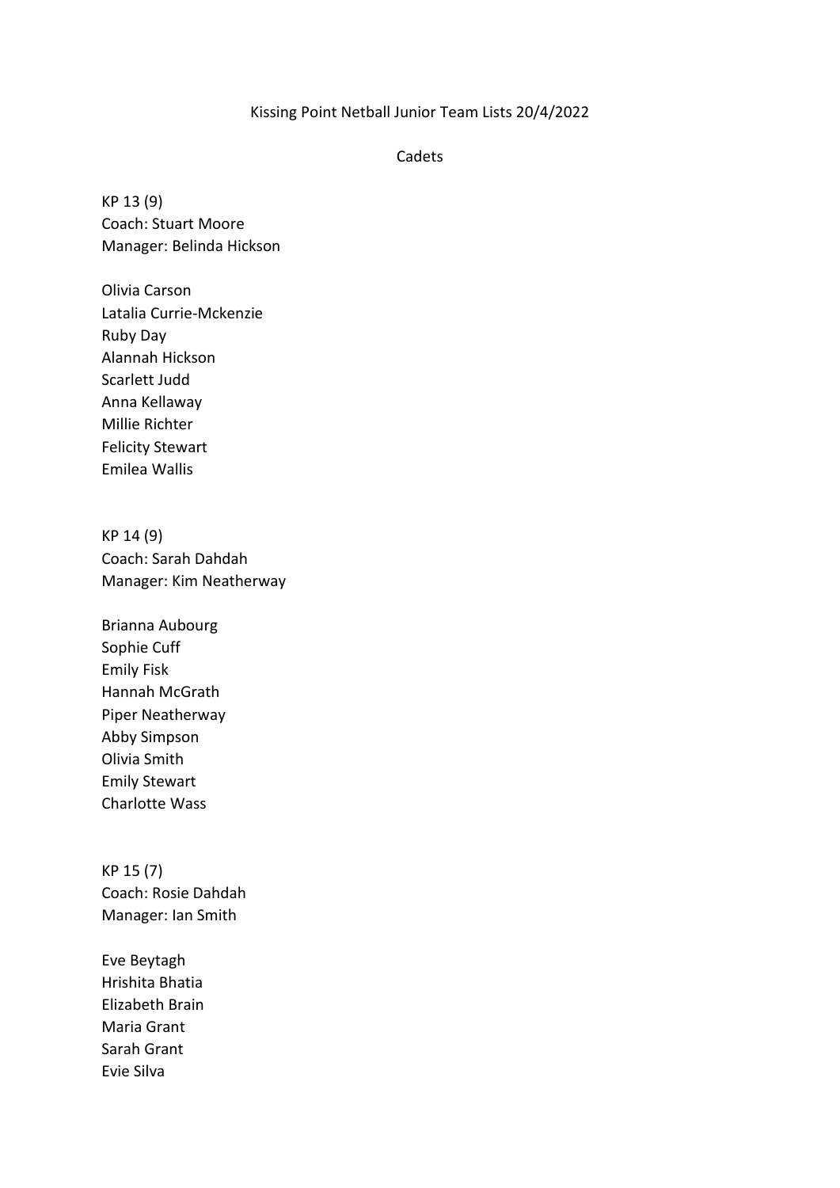# Kissing Point Netball Junior Team Lists 20/4/2022

## Cadets

### KP 13 (9)

Coach: Stuart Moore
Manager: Belinda Hickson

Olivia Carson
Latalia Currie-Mckenzie
Ruby Day
Alannah Hickson
Scarlett Judd
Anna Kellaway
Millie Richter
Felicity Stewart
Emilea Wallis

### KP 14 (9)

Coach: Sarah Dahdah
Manager: Kim Neatherway

Brianna Aubourg
Sophie Cuff
Emily Fisk
Hannah McGrath
Piper Neatherway
Abby Simpson
Olivia Smith
Emily Stewart
Charlotte Wass

### KP 15 (7)

Coach: Rosie Dahdah
Manager: Ian Smith

Eve Beytagh
Hrishita Bhatia
Elizabeth Brain
Maria Grant
Sarah Grant
Evie Silva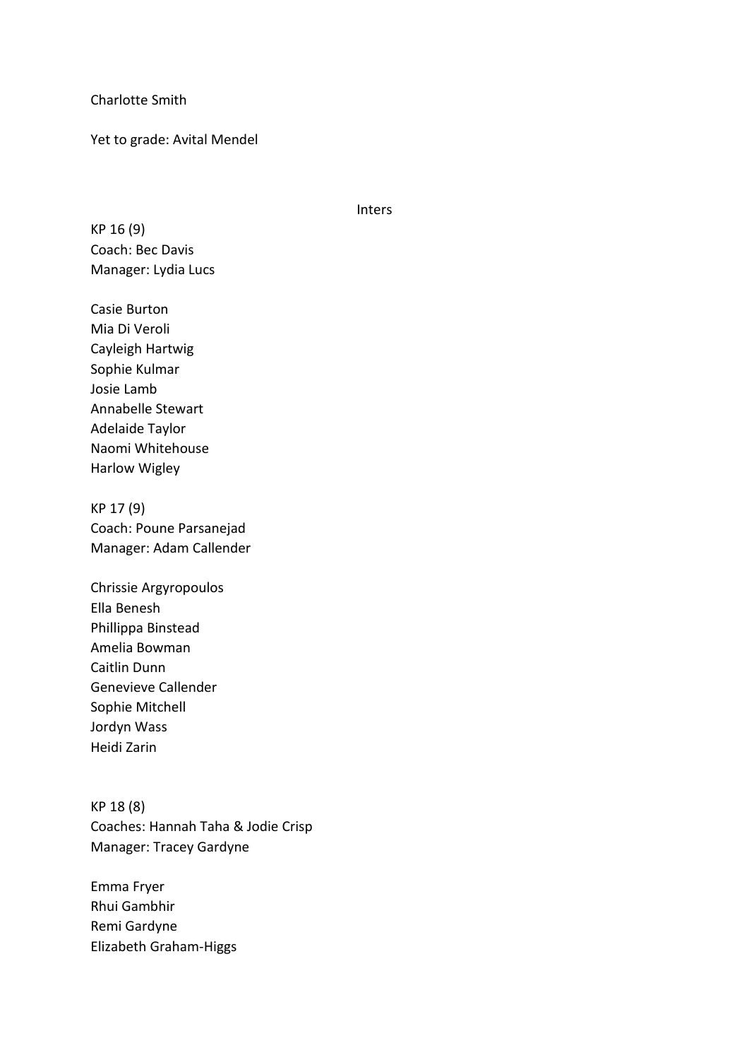Charlotte Smith

Yet to grade: Avital Mendel

## Inters

KP 16 (9)
Coach: Bec Davis
Manager: Lydia Lucs

Casie Burton
Mia Di Veroli
Cayleigh Hartwig
Sophie Kulmar
Josie Lamb
Annabelle Stewart
Adelaide Taylor
Naomi Whitehouse
Harlow Wigley

KP 17 (9)
Coach: Poune Parsanejad
Manager: Adam Callender

Chrissie Argyropoulos
Ella Benesh
Phillippa Binstead
Amelia Bowman
Caitlin Dunn
Genevieve Callender
Sophie Mitchell
Jordyn Wass
Heidi Zarin

KP 18 (8)
Coaches: Hannah Taha & Jodie Crisp
Manager: Tracey Gardyne

Emma Fryer
Rhui Gambhir
Remi Gardyne
Elizabeth Graham-Higgs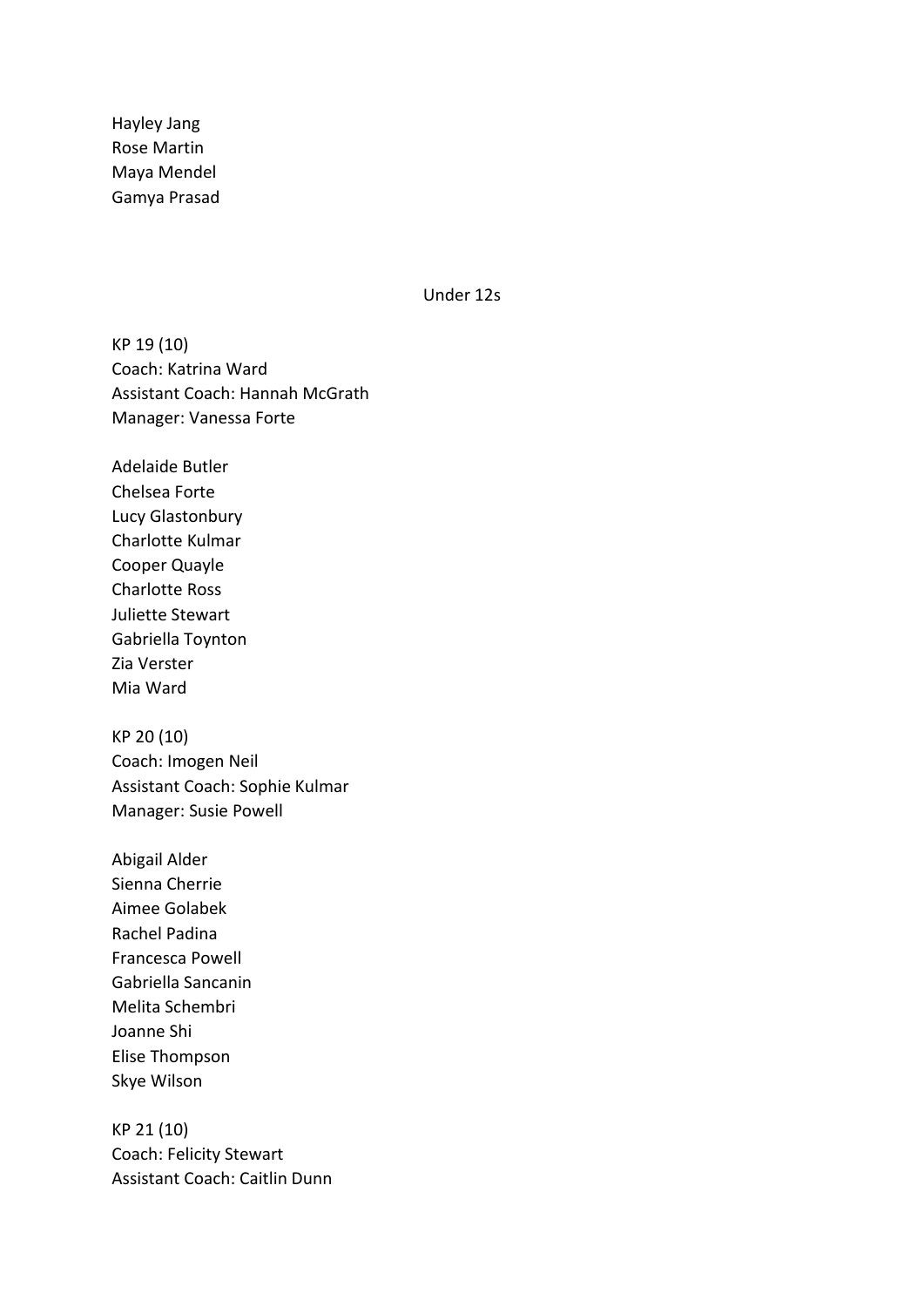Hayley Jang
Rose Martin
Maya Mendel
Gamya Prasad

## Under 12s

KP 19 (10)
Coach: Katrina Ward
Assistant Coach: Hannah McGrath
Manager: Vanessa Forte

Adelaide Butler
Chelsea Forte
Lucy Glastonbury
Charlotte Kulmar
Cooper Quayle
Charlotte Ross
Juliette Stewart
Gabriella Toynton
Zia Verster
Mia Ward

KP 20 (10)
Coach: Imogen Neil
Assistant Coach: Sophie Kulmar
Manager: Susie Powell

Abigail Alder
Sienna Cherrie
Aimee Golabek
Rachel Padina
Francesca Powell
Gabriella Sancanin
Melita Schembri
Joanne Shi
Elise Thompson
Skye Wilson

KP 21 (10)
Coach: Felicity Stewart
Assistant Coach: Caitlin Dunn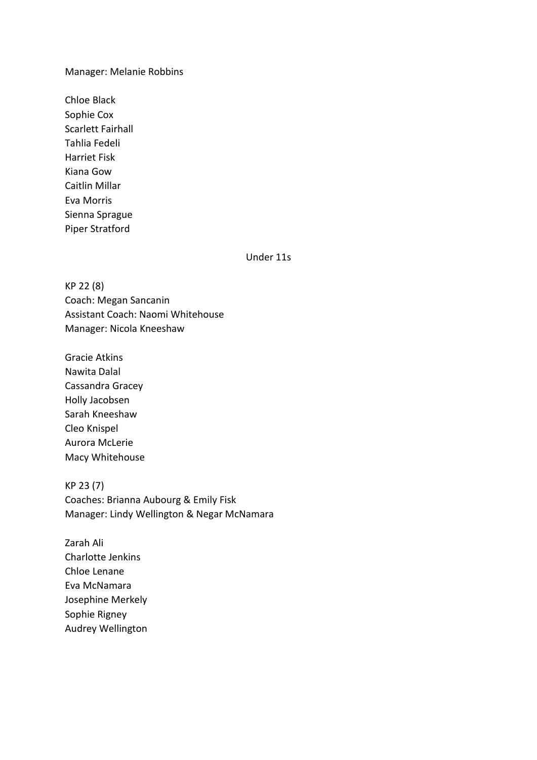Manager: Melanie Robbins

Chloe Black
Sophie Cox
Scarlett Fairhall
Tahlia Fedeli
Harriet Fisk
Kiana Gow
Caitlin Millar
Eva Morris
Sienna Sprague
Piper Stratford

## Under 11s

KP 22 (8)
Coach: Megan Sancanin
Assistant Coach: Naomi Whitehouse
Manager: Nicola Kneeshaw

Gracie Atkins
Nawita Dalal
Cassandra Gracey
Holly Jacobsen
Sarah Kneeshaw
Cleo Knispel
Aurora McLerie
Macy Whitehouse

KP 23 (7)
Coaches: Brianna Aubourg & Emily Fisk
Manager: Lindy Wellington & Negar McNamara

Zarah Ali
Charlotte Jenkins
Chloe Lenane
Eva McNamara
Josephine Merkely
Sophie Rigney
Audrey Wellington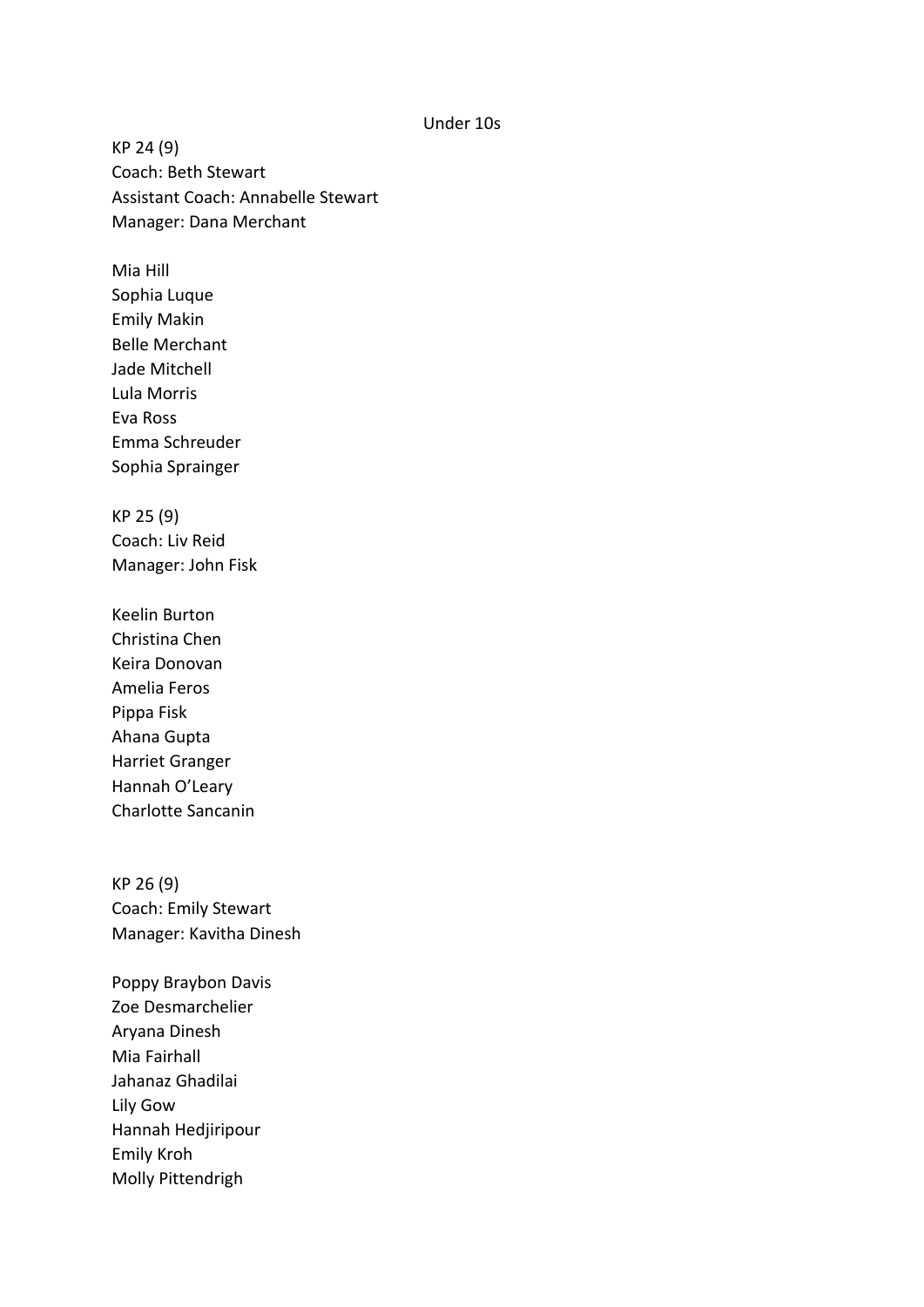# Under 10s

KP 24 (9)
Coach: Beth Stewart
Assistant Coach: Annabelle Stewart
Manager: Dana Merchant

Mia Hill
Sophia Luque
Emily Makin
Belle Merchant
Jade Mitchell
Lula Morris
Eva Ross
Emma Schreuder
Sophia Sprainger

KP 25 (9)
Coach: Liv Reid
Manager: John Fisk

Keelin Burton
Christina Chen
Keira Donovan
Amelia Feros
Pippa Fisk
Ahana Gupta
Harriet Granger
Hannah O'Leary
Charlotte Sancanin

KP 26 (9)
Coach: Emily Stewart
Manager: Kavitha Dinesh

Poppy Braybon Davis
Zoe Desmarchelier
Aryana Dinesh
Mia Fairhall
Jahanaz Ghadilai
Lily Gow
Hannah Hedjiripour
Emily Kroh
Molly Pittendrigh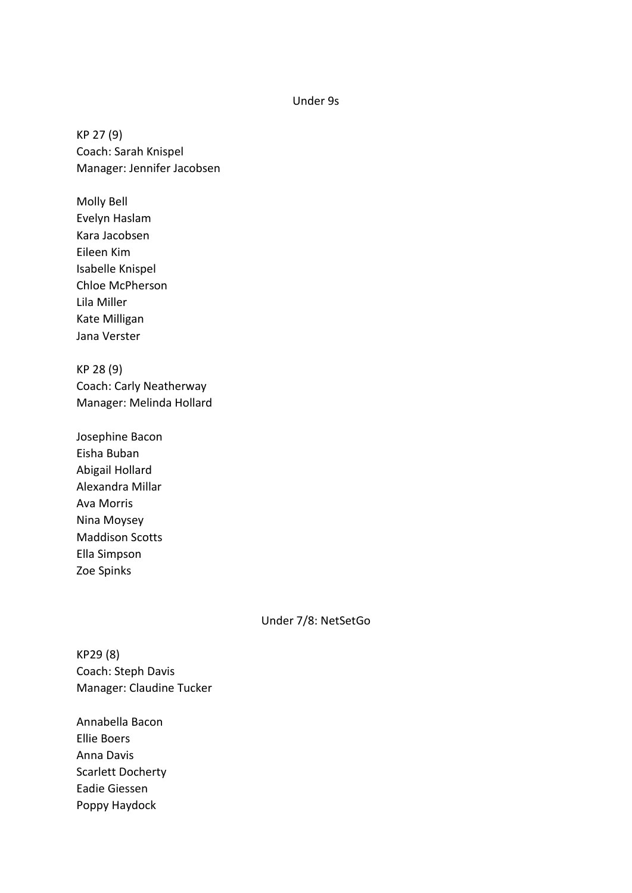## Under 9s

KP 27 (9)
Coach: Sarah Knispel
Manager: Jennifer Jacobsen

Molly Bell
Evelyn Haslam
Kara Jacobsen
Eileen Kim
Isabelle Knispel
Chloe McPherson
Lila Miller
Kate Milligan
Jana Verster

KP 28 (9)
Coach: Carly Neatherway
Manager: Melinda Hollard

Josephine Bacon
Eisha Buban
Abigail Hollard
Alexandra Millar
Ava Morris
Nina Moysey
Maddison Scotts
Ella Simpson
Zoe Spinks

## Under 7/8: NetSetGo

KP29 (8)
Coach: Steph Davis
Manager: Claudine Tucker

Annabella Bacon
Ellie Boers
Anna Davis
Scarlett Docherty
Eadie Giessen
Poppy Haydock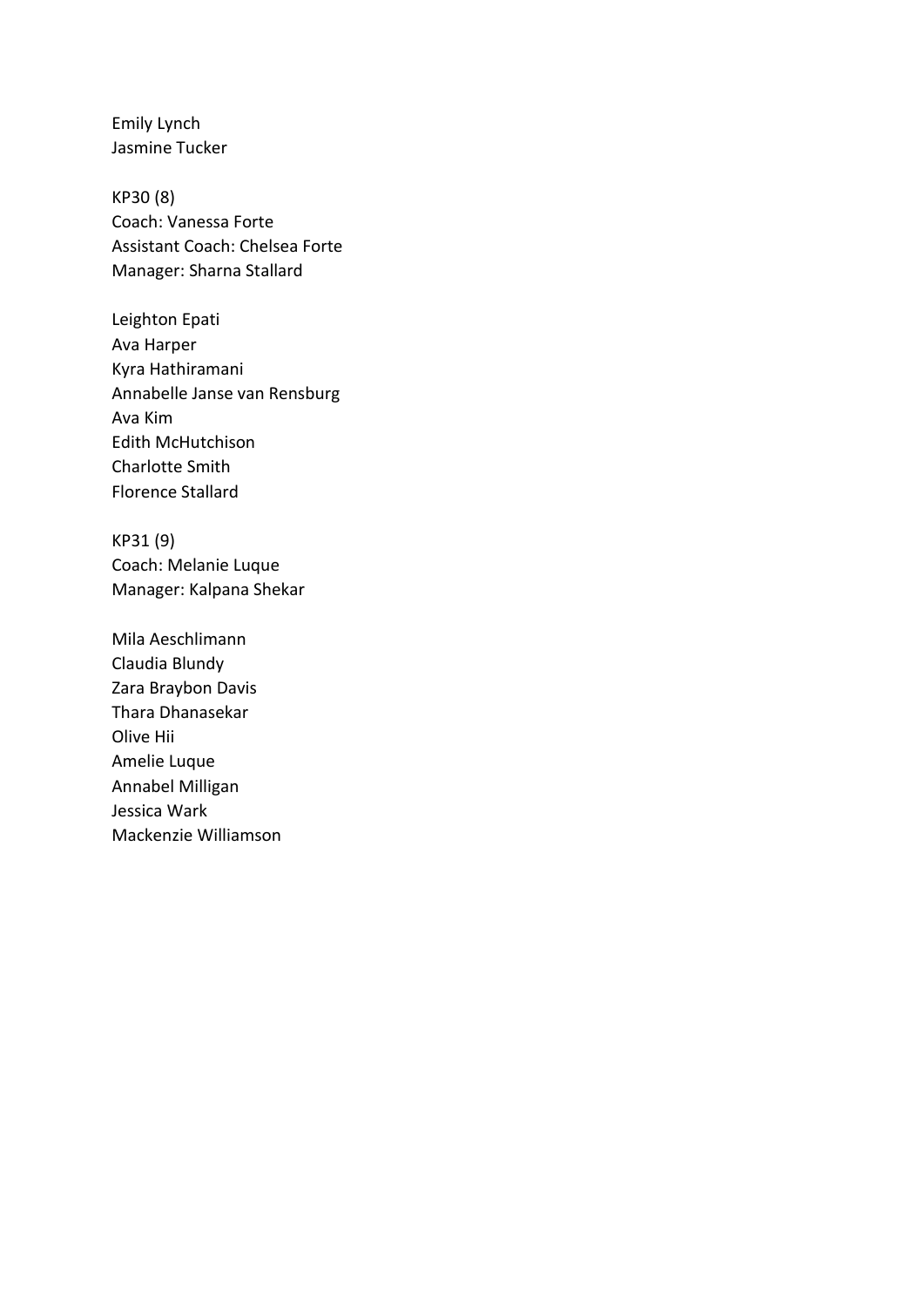Emily Lynch
Jasmine Tucker

KP30 (8)
Coach: Vanessa Forte
Assistant Coach: Chelsea Forte
Manager: Sharna Stallard

Leighton Epati
Ava Harper
Kyra Hathiramani
Annabelle Janse van Rensburg
Ava Kim
Edith McHutchison
Charlotte Smith
Florence Stallard

KP31 (9)
Coach: Melanie Luque
Manager: Kalpana Shekar

Mila Aeschlimann
Claudia Blundy
Zara Braybon Davis
Thara Dhanasekar
Olive Hii
Amelie Luque
Annabel Milligan
Jessica Wark
Mackenzie Williamson